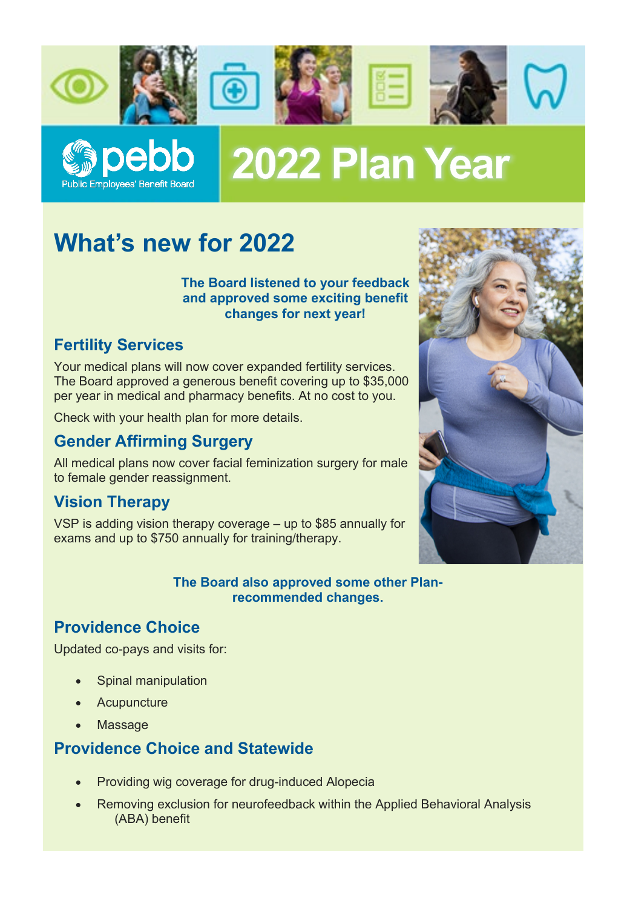pebb

Public Employees' Benefit Board

# 2022 Plan Year

## What's new for 2022

**The Board listened to your feedback and approved some exciting benefit changes for next year!**

### Fertility Services

Your medical plans will now cover expanded fertility services. The Board approved a generous benefit covering up to $35,000 per year in medical and pharmacy benefits. At no cost to you.

Check with your health plan for more details.

### Gender Affirming Surgery

All medical plans now cover facial feminization surgery for male to female gender reassignment.

### Vision Therapy

VSP is adding vision therapy coverage – up to $85 annually for exams and up to $750 annually for training/therapy.

**The Board also approved some other Plan-recommended changes.**

### Providence Choice

Updated co-pays and visits for:

- Spinal manipulation
- Acupuncture
- Massage

### Providence Choice and Statewide

- Providing wig coverage for drug-induced Alopecia
- Removing exclusion for neurofeedback within the Applied Behavioral Analysis (ABA) benefit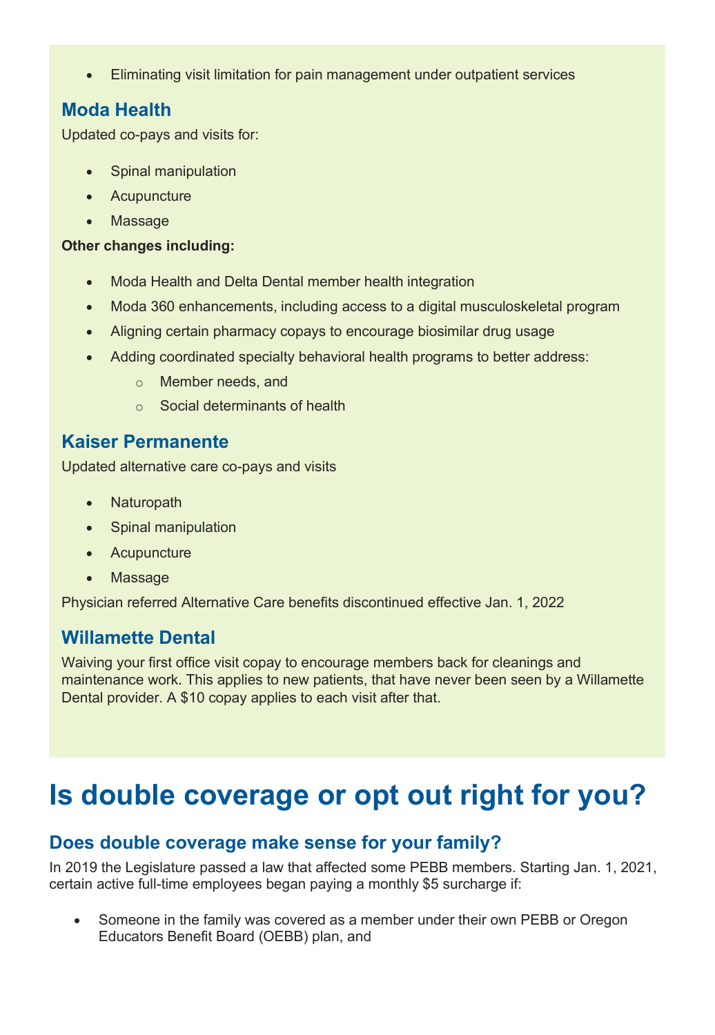- Eliminating visit limitation for pain management under outpatient services

## Moda Health

Updated co-pays and visits for:

- Spinal manipulation
- Acupuncture
- Massage

**Other changes including:**

- Moda Health and Delta Dental member health integration
- Moda 360 enhancements, including access to a digital musculoskeletal program
- Aligning certain pharmacy copays to encourage biosimilar drug usage
- Adding coordinated specialty behavioral health programs to better address:
  - Member needs, and
  - Social determinants of health

## Kaiser Permanente

Updated alternative care co-pays and visits

- Naturopath
- Spinal manipulation
- Acupuncture
- Massage

Physician referred Alternative Care benefits discontinued effective Jan. 1, 2022

## Willamette Dental

Waiving your first office visit copay to encourage members back for cleanings and maintenance work. This applies to new patients, that have never been seen by a Willamette Dental provider. A $10 copay applies to each visit after that.

# Is double coverage or opt out right for you?

## Does double coverage make sense for your family?

In 2019 the Legislature passed a law that affected some PEBB members. Starting Jan. 1, 2021, certain active full-time employees began paying a monthly $5 surcharge if:

- Someone in the family was covered as a member under their own PEBB or Oregon Educators Benefit Board (OEBB) plan, and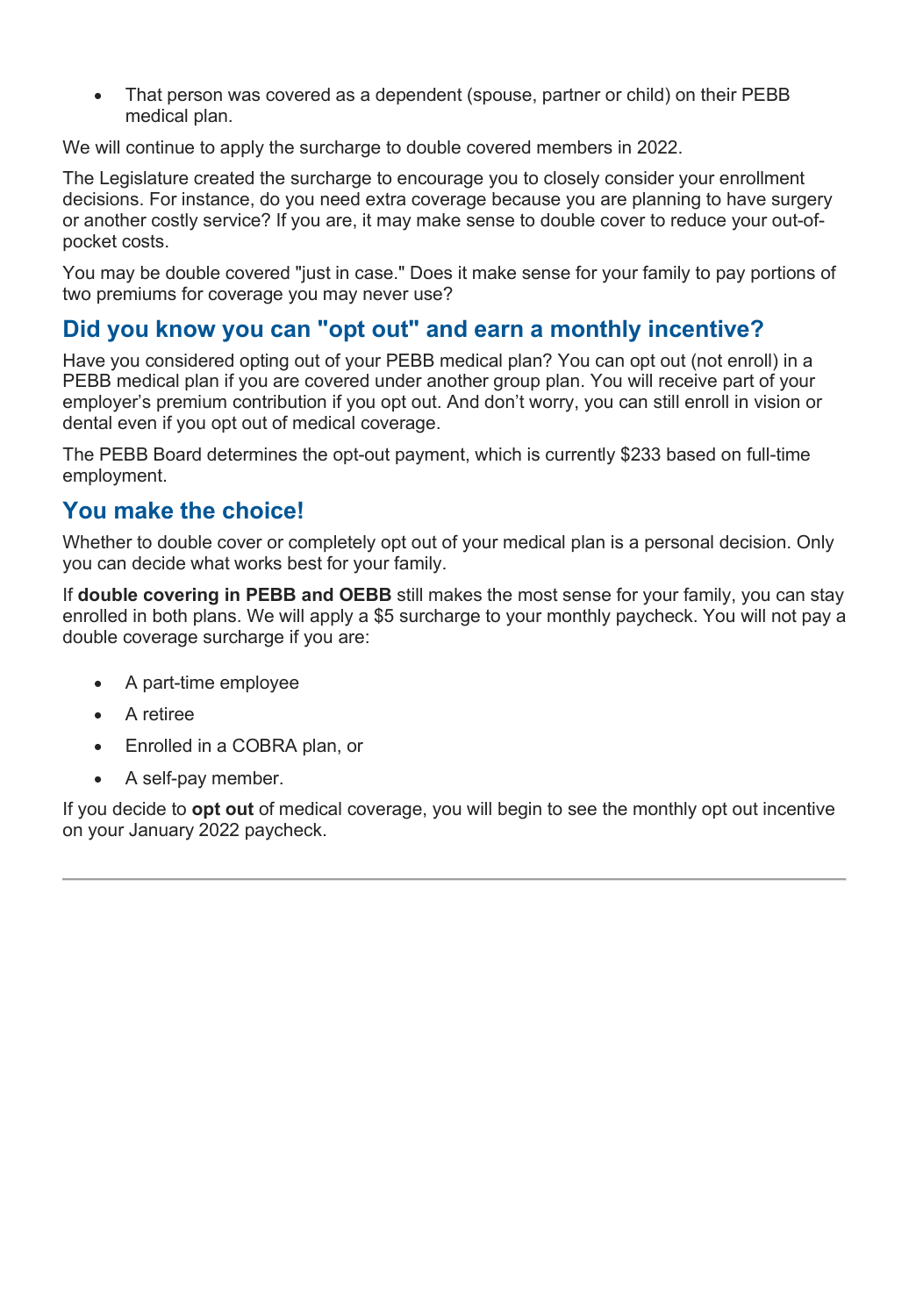- That person was covered as a dependent (spouse, partner or child) on their PEBB medical plan.

We will continue to apply the surcharge to double covered members in 2022.

The Legislature created the surcharge to encourage you to closely consider your enrollment decisions. For instance, do you need extra coverage because you are planning to have surgery or another costly service? If you are, it may make sense to double cover to reduce your out-of-pocket costs.

You may be double covered "just in case." Does it make sense for your family to pay portions of two premiums for coverage you may never use?

## Did you know you can "opt out" and earn a monthly incentive?

Have you considered opting out of your PEBB medical plan? You can opt out (not enroll) in a PEBB medical plan if you are covered under another group plan. You will receive part of your employer's premium contribution if you opt out. And don't worry, you can still enroll in vision or dental even if you opt out of medical coverage.

The PEBB Board determines the opt-out payment, which is currently $233 based on full-time employment.

## You make the choice!

Whether to double cover or completely opt out of your medical plan is a personal decision. Only you can decide what works best for your family.

If **double covering in PEBB and OEBB** still makes the most sense for your family, you can stay enrolled in both plans. We will apply a $5 surcharge to your monthly paycheck. You will not pay a double coverage surcharge if you are:

- A part-time employee
- A retiree
- Enrolled in a COBRA plan, or
- A self-pay member.

If you decide to **opt out** of medical coverage, you will begin to see the monthly opt out incentive on your January 2022 paycheck.

---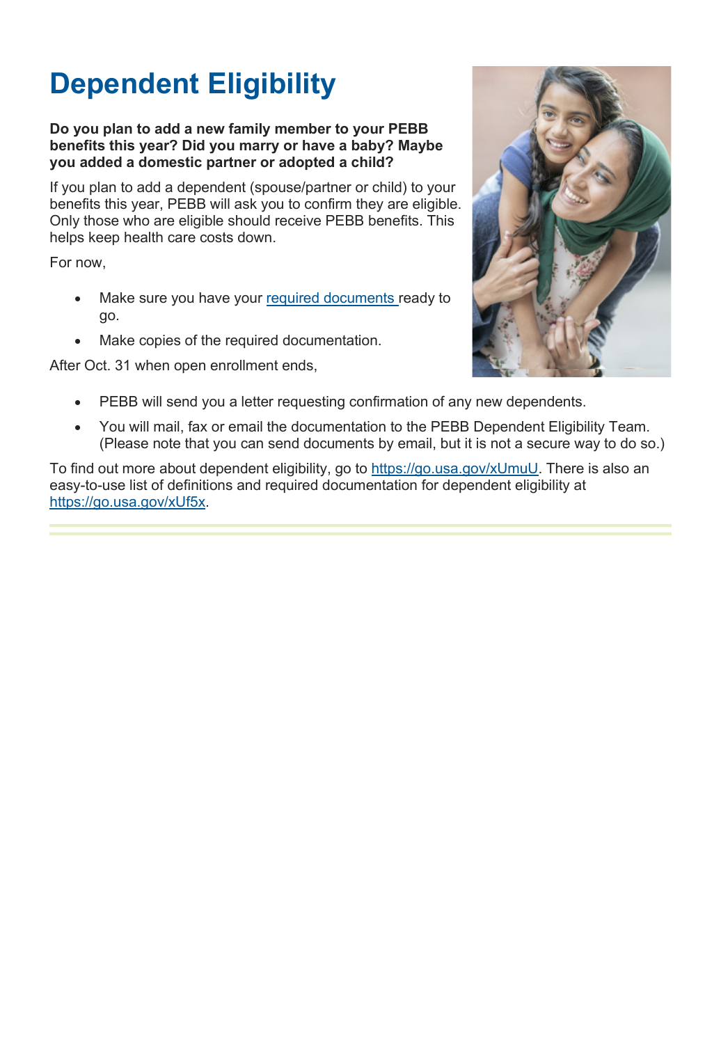# Dependent Eligibility

**Do you plan to add a new family member to your PEBB benefits this year? Did you marry or have a baby? Maybe you added a domestic partner or adopted a child?**

If you plan to add a dependent (spouse/partner or child) to your benefits this year, PEBB will ask you to confirm they are eligible. Only those who are eligible should receive PEBB benefits. This helps keep health care costs down.

For now,

- Make sure you have your [required documents](required documents) ready to go.
- Make copies of the required documentation.

After Oct. 31 when open enrollment ends,

- PEBB will send you a letter requesting confirmation of any new dependents.
- You will mail, fax or email the documentation to the PEBB Dependent Eligibility Team. (Please note that you can send documents by email, but it is not a secure way to do so.)

To find out more about dependent eligibility, go to https://go.usa.gov/xUmuU. There is also an easy-to-use list of definitions and required documentation for dependent eligibility at https://go.usa.gov/xUf5x.